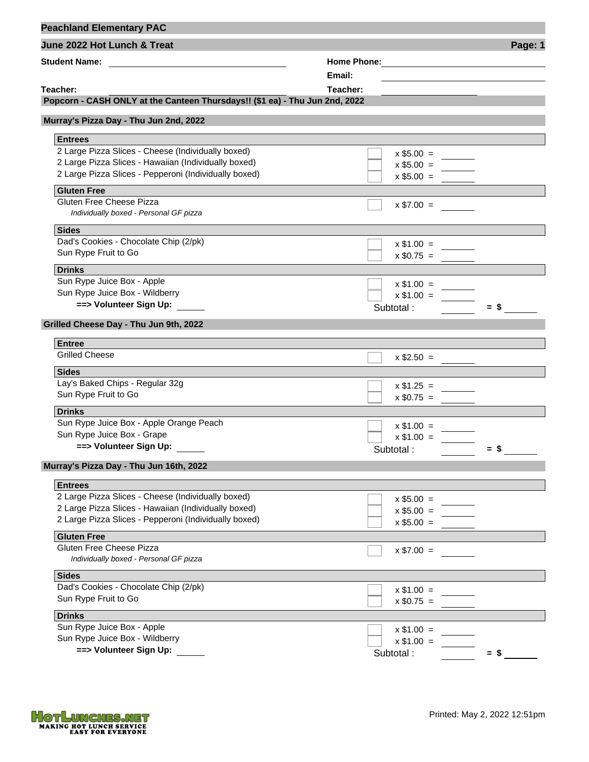# Peachland Elementary PAC

## June 2022 Hot Lunch & Treat

**Student Name:** ______________________ **Home Phone:** ______________________

**Email:** ______________________

**Teacher:** ______________________ **Teacher:** ______________________

### Popcorn - CASH ONLY at the Canteen Thursdays!! ($1 ea) - Thu Jun 2nd, 2022

### Murray's Pizza Day - Thu Jun 2nd, 2022

| Item | Qty | Price | Total |
|---|---|---|---|
| **Entrees** | | | |
| 2 Large Pizza Slices - Cheese (Individually boxed) | | x $5.00 = | |
| 2 Large Pizza Slices - Hawaiian (Individually boxed) | | x $5.00 = | |
| 2 Large Pizza Slices - Pepperoni (Individually boxed) | | x $5.00 = | |
| **Gluten Free** | | | |
| Gluten Free Cheese Pizza<br>*Individually boxed - Personal GF pizza* | | x $7.00 = | |
| **Sides** | | | |
| Dad's Cookies - Chocolate Chip (2/pk) | | x $1.00 = | |
| Sun Rype Fruit to Go | | x $0.75 = | |
| **Drinks** | | | |
| Sun Rype Juice Box - Apple | | x $1.00 = | |
| Sun Rype Juice Box - Wildberry | | x $1.00 = | |
| **==> Volunteer Sign Up:** ______ | | Subtotal : | = $ ______ |

### Grilled Cheese Day - Thu Jun 9th, 2022

| Item | Qty | Price | Total |
|---|---|---|---|
| **Entree** | | | |
| Grilled Cheese | | x $2.50 = | |
| **Sides** | | | |
| Lay's Baked Chips - Regular 32g | | x $1.25 = | |
| Sun Rype Fruit to Go | | x $0.75 = | |
| **Drinks** | | | |
| Sun Rype Juice Box - Apple Orange Peach | | x $1.00 = | |
| Sun Rype Juice Box - Grape | | x $1.00 = | |
| **==> Volunteer Sign Up:** ______ | | Subtotal : | = $ ______ |

### Murray's Pizza Day - Thu Jun 16th, 2022

| Item | Qty | Price | Total |
|---|---|---|---|
| **Entrees** | | | |
| 2 Large Pizza Slices - Cheese (Individually boxed) | | x $5.00 = | |
| 2 Large Pizza Slices - Hawaiian (Individually boxed) | | x $5.00 = | |
| 2 Large Pizza Slices - Pepperoni (Individually boxed) | | x $5.00 = | |
| **Gluten Free** | | | |
| Gluten Free Cheese Pizza<br>*Individually boxed - Personal GF pizza* | | x $7.00 = | |
| **Sides** | | | |
| Dad's Cookies - Chocolate Chip (2/pk) | | x $1.00 = | |
| Sun Rype Fruit to Go | | x $0.75 = | |
| **Drinks** | | | |
| Sun Rype Juice Box - Apple | | x $1.00 = | |
| Sun Rype Juice Box - Wildberry | | x $1.00 = | |
| **==> Volunteer Sign Up:** ______ | | Subtotal : | = $ ______ |

HotLunches.net - MAKING HOT LUNCH SERVICE EASY FOR EVERYONE

Printed: May 2, 2022 12:51pm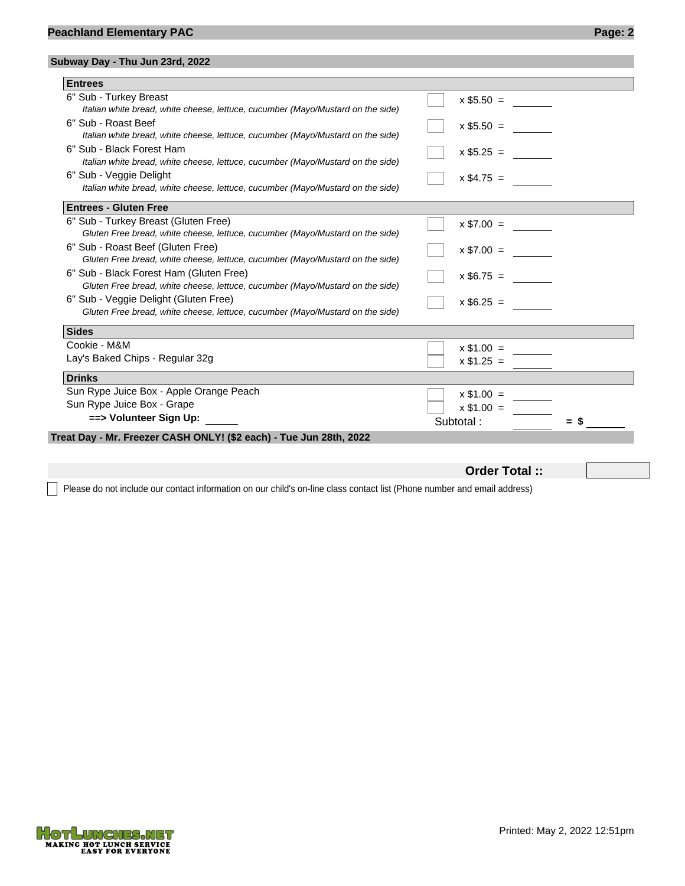## Subway Day - Thu Jun 23rd, 2022

| Entrees | Qty | Price | Total |
| --- | --- | --- | --- |
| 6" Sub - Turkey Breast<br>*Italian white bread, white cheese, lettuce, cucumber (Mayo/Mustard on the side)* | | x $5.50 = | |
| 6" Sub - Roast Beef<br>*Italian white bread, white cheese, lettuce, cucumber (Mayo/Mustard on the side)* | | x $5.50 = | |
| 6" Sub - Black Forest Ham<br>*Italian white bread, white cheese, lettuce, cucumber (Mayo/Mustard on the side)* | | x $5.25 = | |
| 6" Sub - Veggie Delight<br>*Italian white bread, white cheese, lettuce, cucumber (Mayo/Mustard on the side)* | | x $4.75 = | |

| Entrees - Gluten Free | Qty | Price | Total |
| --- | --- | --- | --- |
| 6" Sub - Turkey Breast (Gluten Free)<br>*Gluten Free bread, white cheese, lettuce, cucumber (Mayo/Mustard on the side)* | | x $7.00 = | |
| 6" Sub - Roast Beef (Gluten Free)<br>*Gluten Free bread, white cheese, lettuce, cucumber (Mayo/Mustard on the side)* | | x $7.00 = | |
| 6" Sub - Black Forest Ham (Gluten Free)<br>*Gluten Free bread, white cheese, lettuce, cucumber (Mayo/Mustard on the side)* | | x $6.75 = | |
| 6" Sub - Veggie Delight (Gluten Free)<br>*Gluten Free bread, white cheese, lettuce, cucumber (Mayo/Mustard on the side)* | | x $6.25 = | |

| Sides | Qty | Price | Total |
| --- | --- | --- | --- |
| Cookie - M&M | | x $1.00 = | |
| Lay's Baked Chips - Regular 32g | | x $1.25 = | |

| Drinks | Qty | Price | Total |
| --- | --- | --- | --- |
| Sun Rype Juice Box - Apple Orange Peach | | x $1.00 = | |
| Sun Rype Juice Box - Grape | | x $1.00 = | |

**==> Volunteer Sign Up:** ______ Subtotal : ______ = $ ______

## Treat Day - Mr. Freezer CASH ONLY! ($2 each) - Tue Jun 28th, 2022

**Order Total ::** ______

☐ Please do not include our contact information on our child's on-line class contact list (Phone number and email address)

HOTLUNCHES.NET
MAKING HOT LUNCH SERVICE EASY FOR EVERYONE

Printed: May 2, 2022 12:51pm